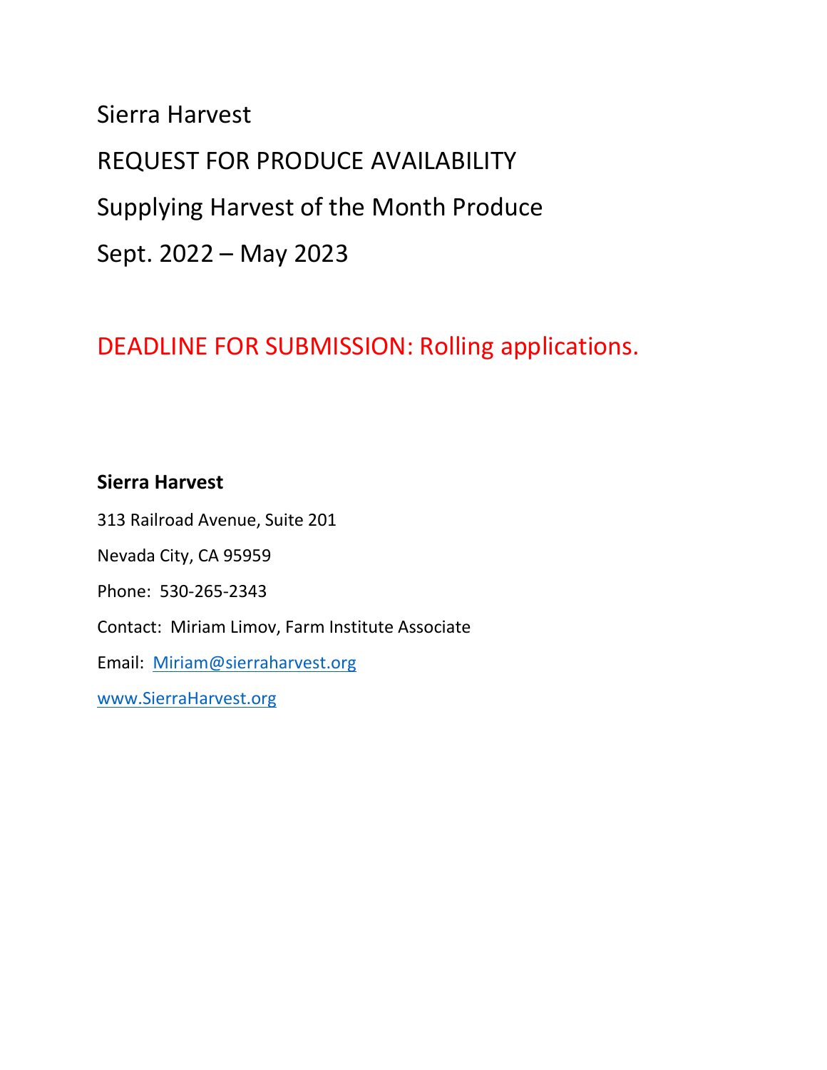# Sierra Harvest

# REQUEST FOR PRODUCE AVAILABILITY

# Supplying Harvest of the Month Produce

# Sept. 2022 – May 2023

DEADLINE FOR SUBMISSION: Rolling applications.

**Sierra Harvest**

313 Railroad Avenue, Suite 201

Nevada City, CA 95959

Phone: 530-265-2343

Contact: Miriam Limov, Farm Institute Associate

Email: [Miriam@sierraharvest.org](mailto:Miriam@sierraharvest.org)

[www.SierraHarvest.org](http://www.SierraHarvest.org)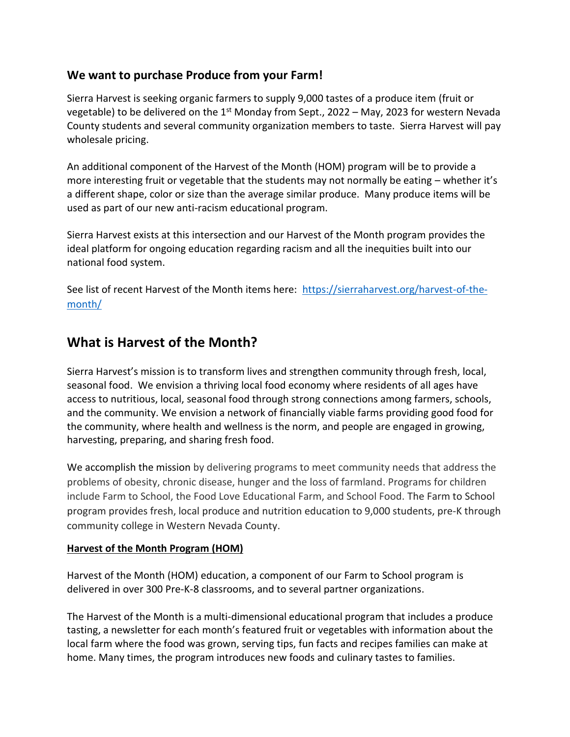### We want to purchase Produce from your Farm!

Sierra Harvest is seeking organic farmers to supply 9,000 tastes of a produce item (fruit or vegetable) to be delivered on the 1st Monday from Sept., 2022 – May, 2023 for western Nevada County students and several community organization members to taste. Sierra Harvest will pay wholesale pricing.

An additional component of the Harvest of the Month (HOM) program will be to provide a more interesting fruit or vegetable that the students may not normally be eating – whether it's a different shape, color or size than the average similar produce. Many produce items will be used as part of our new anti-racism educational program.

Sierra Harvest exists at this intersection and our Harvest of the Month program provides the ideal platform for ongoing education regarding racism and all the inequities built into our national food system.

See list of recent Harvest of the Month items here: [https://sierraharvest.org/harvest-of-the-month/](https://sierraharvest.org/harvest-of-the-month/)

## What is Harvest of the Month?

Sierra Harvest's mission is to transform lives and strengthen community through fresh, local, seasonal food. We envision a thriving local food economy where residents of all ages have access to nutritious, local, seasonal food through strong connections among farmers, schools, and the community. We envision a network of financially viable farms providing good food for the community, where health and wellness is the norm, and people are engaged in growing, harvesting, preparing, and sharing fresh food.

We accomplish the mission by delivering programs to meet community needs that address the problems of obesity, chronic disease, hunger and the loss of farmland. Programs for children include Farm to School, the Food Love Educational Farm, and School Food. The Farm to School program provides fresh, local produce and nutrition education to 9,000 students, pre-K through community college in Western Nevada County.

**Harvest of the Month Program (HOM)**

Harvest of the Month (HOM) education, a component of our Farm to School program is delivered in over 300 Pre-K-8 classrooms, and to several partner organizations.

The Harvest of the Month is a multi-dimensional educational program that includes a produce tasting, a newsletter for each month's featured fruit or vegetables with information about the local farm where the food was grown, serving tips, fun facts and recipes families can make at home. Many times, the program introduces new foods and culinary tastes to families.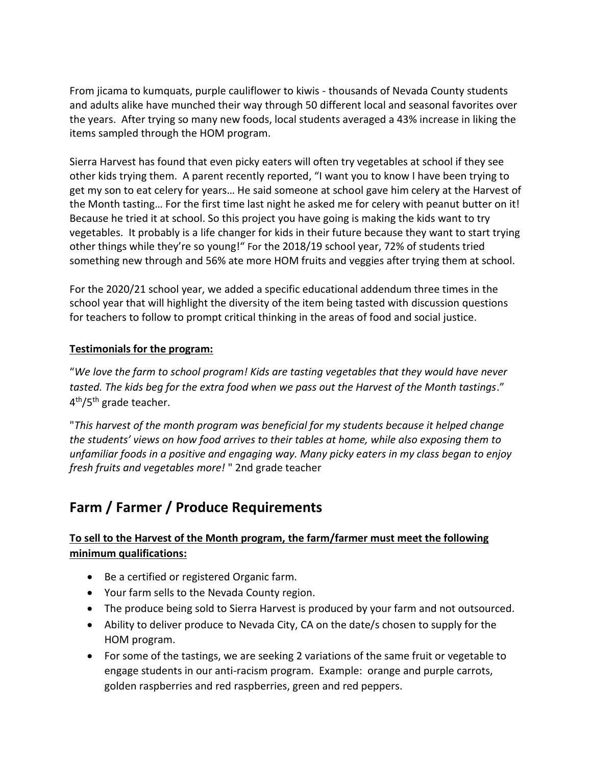From jicama to kumquats, purple cauliflower to kiwis - thousands of Nevada County students and adults alike have munched their way through 50 different local and seasonal favorites over the years. After trying so many new foods, local students averaged a 43% increase in liking the items sampled through the HOM program.

Sierra Harvest has found that even picky eaters will often try vegetables at school if they see other kids trying them. A parent recently reported, "I want you to know I have been trying to get my son to eat celery for years… He said someone at school gave him celery at the Harvest of the Month tasting… For the first time last night he asked me for celery with peanut butter on it! Because he tried it at school. So this project you have going is making the kids want to try vegetables. It probably is a life changer for kids in their future because they want to start trying other things while they're so young!" For the 2018/19 school year, 72% of students tried something new through and 56% ate more HOM fruits and veggies after trying them at school.

For the 2020/21 school year, we added a specific educational addendum three times in the school year that will highlight the diversity of the item being tasted with discussion questions for teachers to follow to prompt critical thinking in the areas of food and social justice.

**Testimonials for the program:**

"*We love the farm to school program! Kids are tasting vegetables that they would have never tasted. The kids beg for the extra food when we pass out the Harvest of the Month tastings*." 4th/5th grade teacher.

"*This harvest of the month program was beneficial for my students because it helped change the students' views on how food arrives to their tables at home, while also exposing them to unfamiliar foods in a positive and engaging way. Many picky eaters in my class began to enjoy fresh fruits and vegetables more!* " 2nd grade teacher

## Farm / Farmer / Produce Requirements

**To sell to the Harvest of the Month program, the farm/farmer must meet the following minimum qualifications:**

- Be a certified or registered Organic farm.
- Your farm sells to the Nevada County region.
- The produce being sold to Sierra Harvest is produced by your farm and not outsourced.
- Ability to deliver produce to Nevada City, CA on the date/s chosen to supply for the HOM program.
- For some of the tastings, we are seeking 2 variations of the same fruit or vegetable to engage students in our anti-racism program. Example: orange and purple carrots, golden raspberries and red raspberries, green and red peppers.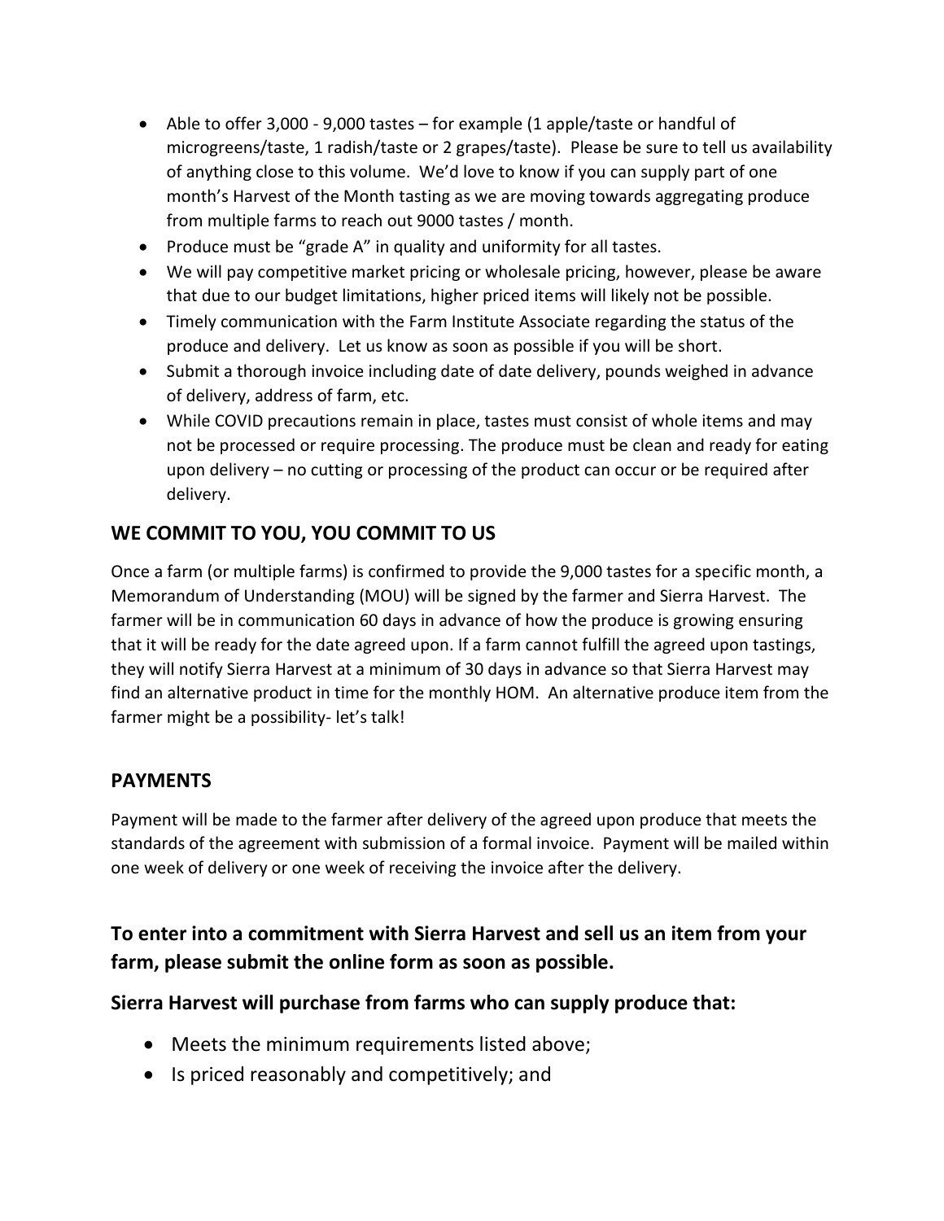- Able to offer 3,000 - 9,000 tastes – for example (1 apple/taste or handful of microgreens/taste, 1 radish/taste or 2 grapes/taste). Please be sure to tell us availability of anything close to this volume. We'd love to know if you can supply part of one month's Harvest of the Month tasting as we are moving towards aggregating produce from multiple farms to reach out 9000 tastes / month.
- Produce must be "grade A" in quality and uniformity for all tastes.
- We will pay competitive market pricing or wholesale pricing, however, please be aware that due to our budget limitations, higher priced items will likely not be possible.
- Timely communication with the Farm Institute Associate regarding the status of the produce and delivery. Let us know as soon as possible if you will be short.
- Submit a thorough invoice including date of date delivery, pounds weighed in advance of delivery, address of farm, etc.
- While COVID precautions remain in place, tastes must consist of whole items and may not be processed or require processing. The produce must be clean and ready for eating upon delivery – no cutting or processing of the product can occur or be required after delivery.

## WE COMMIT TO YOU, YOU COMMIT TO US

Once a farm (or multiple farms) is confirmed to provide the 9,000 tastes for a specific month, a Memorandum of Understanding (MOU) will be signed by the farmer and Sierra Harvest. The farmer will be in communication 60 days in advance of how the produce is growing ensuring that it will be ready for the date agreed upon. If a farm cannot fulfill the agreed upon tastings, they will notify Sierra Harvest at a minimum of 30 days in advance so that Sierra Harvest may find an alternative product in time for the monthly HOM. An alternative produce item from the farmer might be a possibility- let's talk!

## PAYMENTS

Payment will be made to the farmer after delivery of the agreed upon produce that meets the standards of the agreement with submission of a formal invoice. Payment will be mailed within one week of delivery or one week of receiving the invoice after the delivery.

## To enter into a commitment with Sierra Harvest and sell us an item from your farm, please submit the online form as soon as possible.

### Sierra Harvest will purchase from farms who can supply produce that:

- Meets the minimum requirements listed above;
- Is priced reasonably and competitively; and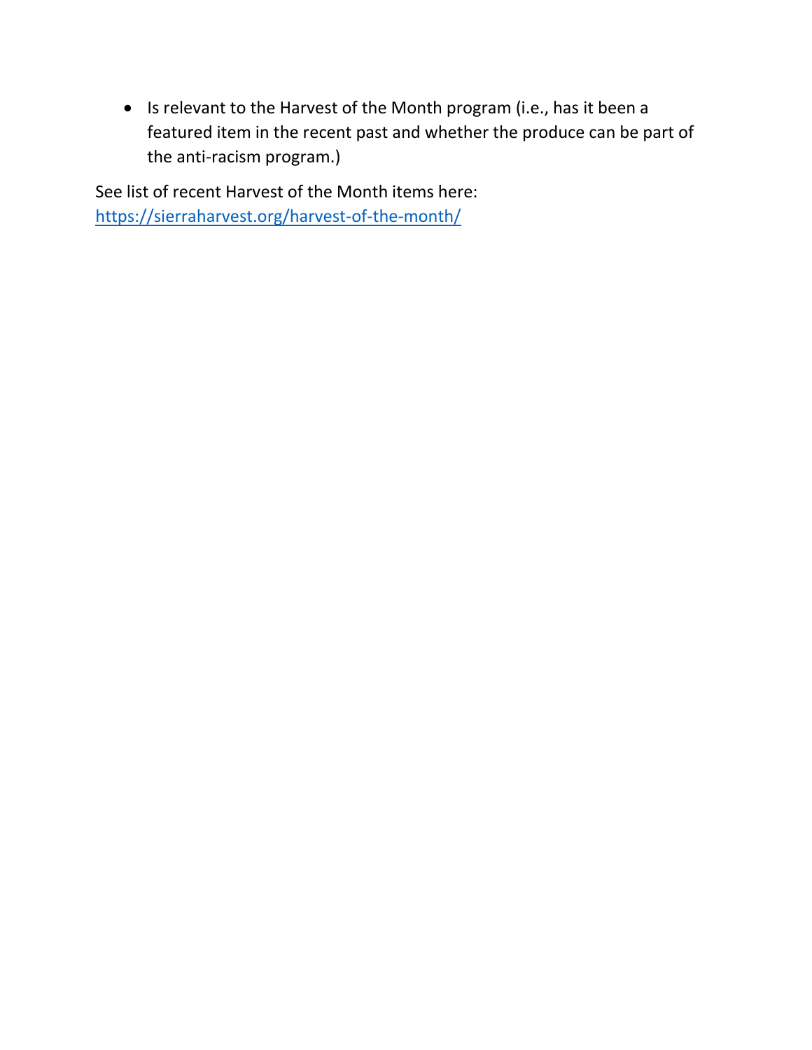- Is relevant to the Harvest of the Month program (i.e., has it been a featured item in the recent past and whether the produce can be part of the anti-racism program.)

See list of recent Harvest of the Month items here: https://sierraharvest.org/harvest-of-the-month/